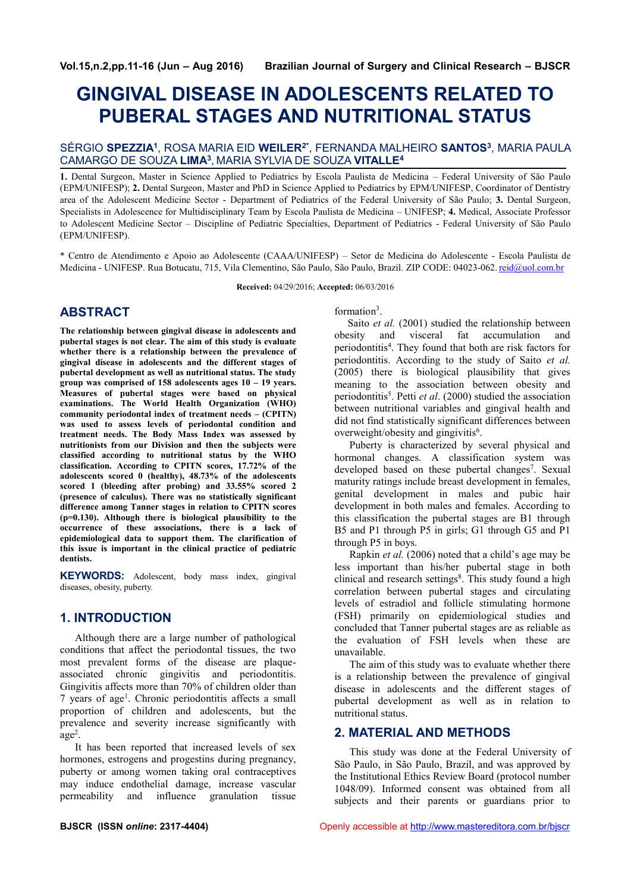# GINGIVAL DISEASE IN ADOLESCENTS RELATED TO PUBERAL STAGES AND NUTRITIONAL STATUS

SÉRGIO **SPEZZIA**[1], ROSA MARIA EID **WEILER**[2*], FERNANDA MALHEIRO **SANTOS**[3], MARIA PAULA CAMARGO DE SOUZA **LIMA**[3], MARIA SYLVIA DE SOUZA **VITALLE**[4]

**1.** Dental Surgeon, Master in Science Applied to Pediatrics by Escola Paulista de Medicina – Federal University of São Paulo (EPM/UNIFESP); **2.** Dental Surgeon, Master and PhD in Science Applied to Pediatrics by EPM/UNIFESP, Coordinator of Dentistry area of the Adolescent Medicine Sector - Department of Pediatrics of the Federal University of São Paulo; **3.** Dental Surgeon, Specialists in Adolescence for Multidisciplinary Team by Escola Paulista de Medicina – UNIFESP; **4.** Medical, Associate Professor to Adolescent Medicine Sector – Discipline of Pediatric Specialties, Department of Pediatrics - Federal University of São Paulo (EPM/UNIFESP).

\* Centro de Atendimento e Apoio ao Adolescente (CAAA/UNIFESP) – Setor de Medicina do Adolescente - Escola Paulista de Medicina - UNIFESP. Rua Botucatu, 715, Vila Clementino, São Paulo, São Paulo, Brazil. ZIP CODE: 04023-062. reid@uol.com.br

**Received:** 04/29/2016; **Accepted:** 06/03/2016

## ABSTRACT

**The relationship between gingival disease in adolescents and pubertal stages is not clear. The aim of this study is evaluate whether there is a relationship between the prevalence of gingival disease in adolescents and the different stages of pubertal development as well as nutritional status. The study group was comprised of 158 adolescents ages 10 – 19 years. Measures of pubertal stages were based on physical examinations. The World Health Organization (WHO) community periodontal index of treatment needs – (CPITN) was used to assess levels of periodontal condition and treatment needs. The Body Mass Index was assessed by nutritionists from our Division and then the subjects were classified according to nutritional status by the WHO classification. According to CPITN scores, 17.72% of the adolescents scored 0 (healthy), 48.73% of the adolescents scored 1 (bleeding after probing) and 33.55% scored 2 (presence of calculus). There was no statistically significant difference among Tanner stages in relation to CPITN scores (p=0.130). Although there is biological plausibility to the occurrence of these associations, there is a lack of epidemiological data to support them. The clarification of this issue is important in the clinical practice of pediatric dentists.**

**KEYWORDS:** Adolescent, body mass index, gingival diseases, obesity, puberty.

## 1. INTRODUCTION

Although there are a large number of pathological conditions that affect the periodontal tissues, the two most prevalent forms of the disease are plaque-associated chronic gingivitis and periodontitis. Gingivitis affects more than 70% of children older than 7 years of age[1]. Chronic periodontitis affects a small proportion of children and adolescents, but the prevalence and severity increase significantly with age[2].

It has been reported that increased levels of sex hormones, estrogens and progestins during pregnancy, puberty or among women taking oral contraceptives may induce endothelial damage, increase vascular permeability and influence granulation tissue formation[3].

Saito *et al.* (2001) studied the relationship between obesity and visceral fat accumulation and periodontitis[4]. They found that both are risk factors for periodontitis. According to the study of Saito *et al.* (2005) there is biological plausibility that gives meaning to the association between obesity and periodontitis[5]. Petti *et al*. (2000) studied the association between nutritional variables and gingival health and did not find statistically significant differences between overweight/obesity and gingivitis[6].

Puberty is characterized by several physical and hormonal changes. A classification system was developed based on these pubertal changes[7]. Sexual maturity ratings include breast development in females, genital development in males and pubic hair development in both males and females. According to this classification the pubertal stages are B1 through B5 and P1 through P5 in girls; G1 through G5 and P1 through P5 in boys.

Rapkin *et al.* (2006) noted that a child's age may be less important than his/her pubertal stage in both clinical and research settings[8]. This study found a high correlation between pubertal stages and circulating levels of estradiol and follicle stimulating hormone (FSH) primarily on epidemiological studies and concluded that Tanner pubertal stages are as reliable as the evaluation of FSH levels when these are unavailable.

The aim of this study was to evaluate whether there is a relationship between the prevalence of gingival disease in adolescents and the different stages of pubertal development as well as in relation to nutritional status.

## 2. MATERIAL AND METHODS

This study was done at the Federal University of São Paulo, in São Paulo, Brazil, and was approved by the Institutional Ethics Review Board (protocol number 1048/09). Informed consent was obtained from all subjects and their parents or guardians prior to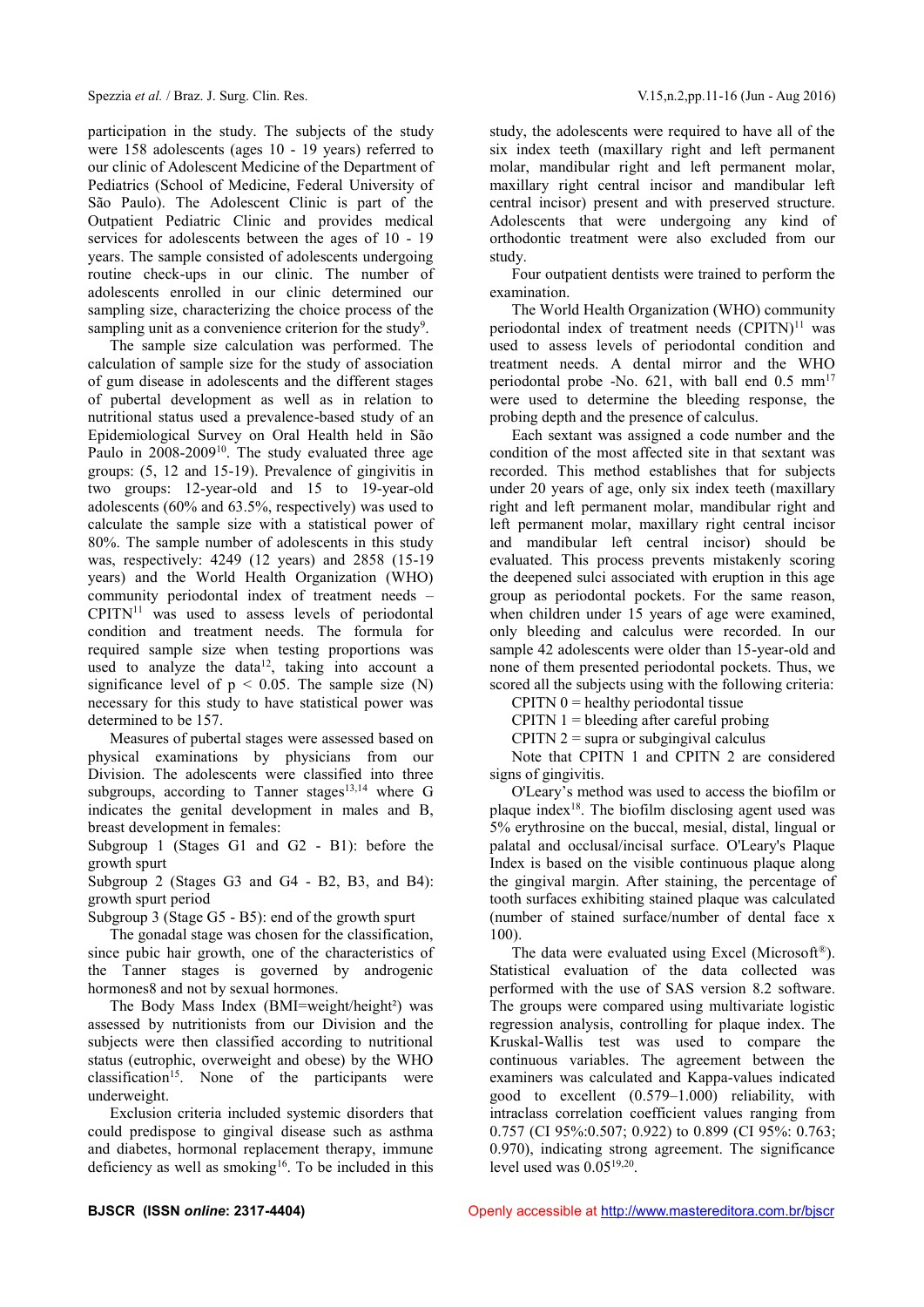participation in the study. The subjects of the study were 158 adolescents (ages 10 - 19 years) referred to our clinic of Adolescent Medicine of the Department of Pediatrics (School of Medicine, Federal University of São Paulo). The Adolescent Clinic is part of the Outpatient Pediatric Clinic and provides medical services for adolescents between the ages of 10 - 19 years. The sample consisted of adolescents undergoing routine check-ups in our clinic. The number of adolescents enrolled in our clinic determined our sampling size, characterizing the choice process of the sampling unit as a convenience criterion for the study[9].

The sample size calculation was performed. The calculation of sample size for the study of association of gum disease in adolescents and the different stages of pubertal development as well as in relation to nutritional status used a prevalence-based study of an Epidemiological Survey on Oral Health held in São Paulo in 2008-2009[10]. The study evaluated three age groups: (5, 12 and 15-19). Prevalence of gingivitis in two groups: 12-year-old and 15 to 19-year-old adolescents (60% and 63.5%, respectively) was used to calculate the sample size with a statistical power of 80%. The sample number of adolescents in this study was, respectively: 4249 (12 years) and 2858 (15-19 years) and the World Health Organization (WHO) community periodontal index of treatment needs – CPITN[11] was used to assess levels of periodontal condition and treatment needs. The formula for required sample size when testing proportions was used to analyze the data[12], taking into account a significance level of $p < 0.05$. The sample size (N) necessary for this study to have statistical power was determined to be 157.

Measures of pubertal stages were assessed based on physical examinations by physicians from our Division. The adolescents were classified into three subgroups, according to Tanner stages[13,14] where G indicates the genital development in males and B, breast development in females:

Subgroup 1 (Stages G1 and G2 - B1): before the growth spurt

Subgroup 2 (Stages G3 and G4 - B2, B3, and B4): growth spurt period

Subgroup 3 (Stage G5 - B5): end of the growth spurt

The gonadal stage was chosen for the classification, since pubic hair growth, one of the characteristics of the Tanner stages is governed by androgenic hormones8 and not by sexual hormones.

The Body Mass Index (BMI=weight/height²) was assessed by nutritionists from our Division and the subjects were then classified according to nutritional status (eutrophic, overweight and obese) by the WHO classification[15]. None of the participants were underweight.

Exclusion criteria included systemic disorders that could predispose to gingival disease such as asthma and diabetes, hormonal replacement therapy, immune deficiency as well as smoking[16]. To be included in this study, the adolescents were required to have all of the six index teeth (maxillary right and left permanent molar, mandibular right and left permanent molar, maxillary right central incisor and mandibular left central incisor) present and with preserved structure. Adolescents that were undergoing any kind of orthodontic treatment were also excluded from our study.

Four outpatient dentists were trained to perform the examination.

The World Health Organization (WHO) community periodontal index of treatment needs (CPITN)[11] was used to assess levels of periodontal condition and treatment needs. A dental mirror and the WHO periodontal probe -No. 621, with ball end 0.5 mm[17] were used to determine the bleeding response, the probing depth and the presence of calculus.

Each sextant was assigned a code number and the condition of the most affected site in that sextant was recorded. This method establishes that for subjects under 20 years of age, only six index teeth (maxillary right and left permanent molar, mandibular right and left permanent molar, maxillary right central incisor and mandibular left central incisor) should be evaluated. This process prevents mistakenly scoring the deepened sulci associated with eruption in this age group as periodontal pockets. For the same reason, when children under 15 years of age were examined, only bleeding and calculus were recorded. In our sample 42 adolescents were older than 15-year-old and none of them presented periodontal pockets. Thus, we scored all the subjects using with the following criteria:

CPITN 0 = healthy periodontal tissue

CPITN 1 = bleeding after careful probing

CPITN 2 = supra or subgingival calculus

Note that CPITN 1 and CPITN 2 are considered signs of gingivitis.

O'Leary's method was used to access the biofilm or plaque index[18]. The biofilm disclosing agent used was 5% erythrosine on the buccal, mesial, distal, lingual or palatal and occlusal/incisal surface. O'Leary's Plaque Index is based on the visible continuous plaque along the gingival margin. After staining, the percentage of tooth surfaces exhibiting stained plaque was calculated (number of stained surface/number of dental face x 100).

The data were evaluated using Excel (Microsoft®). Statistical evaluation of the data collected was performed with the use of SAS version 8.2 software. The groups were compared using multivariate logistic regression analysis, controlling for plaque index. The Kruskal-Wallis test was used to compare the continuous variables. The agreement between the examiners was calculated and Kappa-values indicated good to excellent (0.579–1.000) reliability, with intraclass correlation coefficient values ranging from 0.757 (CI 95%:0.507; 0.922) to 0.899 (CI 95%: 0.763; 0.970), indicating strong agreement. The significance level used was 0.05[19,20].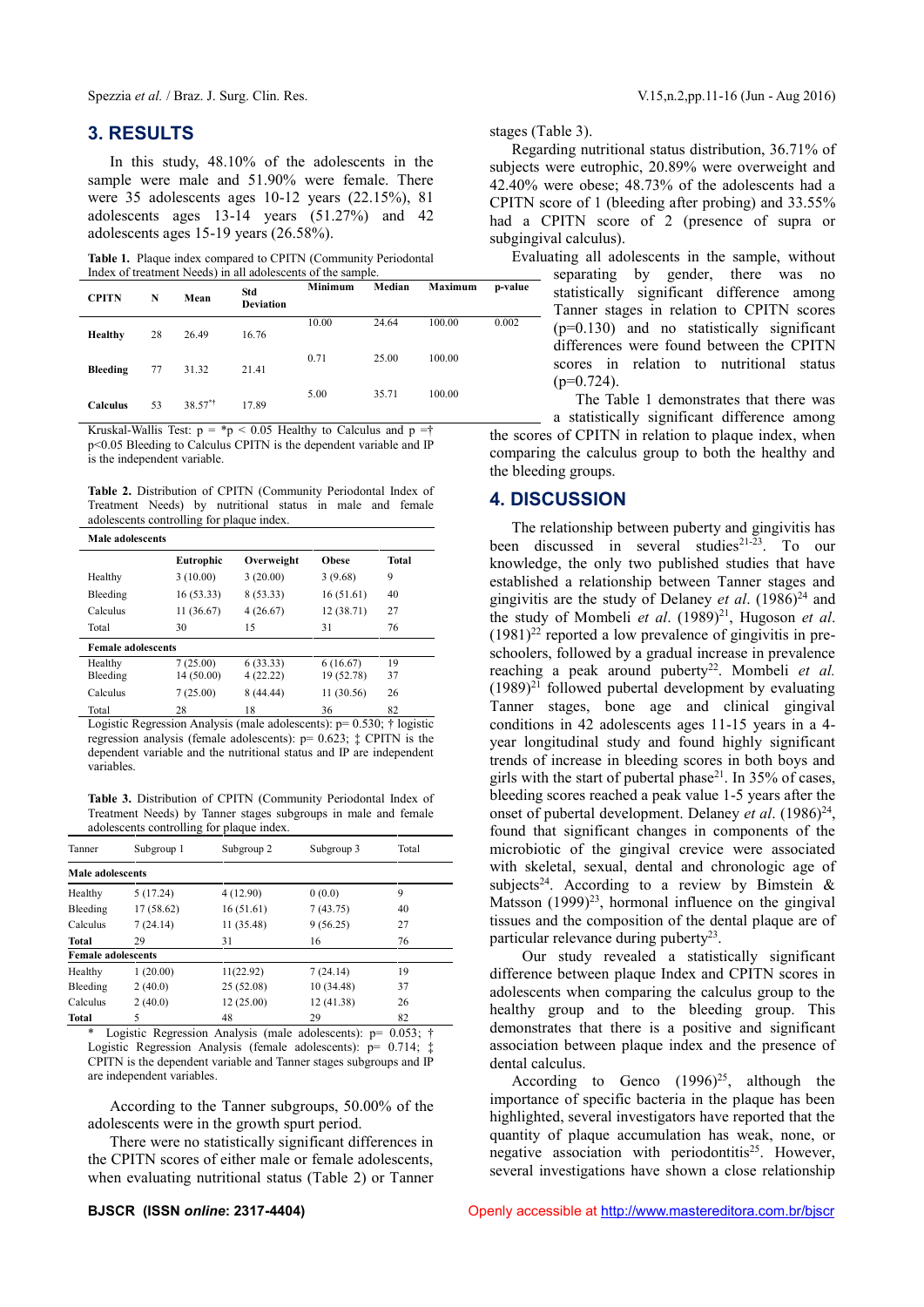## 3. RESULTS

In this study, 48.10% of the adolescents in the sample were male and 51.90% were female. There were 35 adolescents ages 10-12 years (22.15%), 81 adolescents ages 13-14 years (51.27%) and 42 adolescents ages 15-19 years (26.58%).

**Table 1.** Plaque index compared to CPITN (Community Periodontal Index of treatment Needs) in all adolescents of the sample.

| CPITN | N | Mean | Std Deviation | Minimum | Median | Maximum | p-value |
|---|---|---|---|---|---|---|---|
| Healthy | 28 | 26.49 | 16.76 | 10.00 | 24.64 | 100.00 | 0.002 |
| Bleeding | 77 | 31.32 | 21.41 | 0.71 | 25.00 | 100.00 | |
| Calculus | 53 | 38.57*† | 17.89 | 5.00 | 35.71 | 100.00 | |

Kruskal-Wallis Test: p = *p < 0.05 Healthy to Calculus and p =† p<0.05 Bleeding to Calculus CPITN is the dependent variable and IP is the independent variable.

**Table 2.** Distribution of CPITN (Community Periodontal Index of Treatment Needs) by nutritional status in male and female adolescents controlling for plaque index.

| | Eutrophic | Overweight | Obese | Total |
|---|---|---|---|---|
| **Male adolescents** | | | | |
| Healthy | 3 (10.00) | 3 (20.00) | 3 (9.68) | 9 |
| Bleeding | 16 (53.33) | 8 (53.33) | 16 (51.61) | 40 |
| Calculus | 11 (36.67) | 4 (26.67) | 12 (38.71) | 27 |
| Total | 30 | 15 | 31 | 76 |
| **Female adolescents** | | | | |
| Healthy | 7 (25.00) | 6 (33.33) | 6 (16.67) | 19 |
| Bleeding | 14 (50.00) | 4 (22.22) | 19 (52.78) | 37 |
| Calculus | 7 (25.00) | 8 (44.44) | 11 (30.56) | 26 |
| Total | 28 | 18 | 36 | 82 |

Logistic Regression Analysis (male adolescents): p= 0.530; † logistic regression analysis (female adolescents): p= 0.623; ‡ CPITN is the dependent variable and the nutritional status and IP are independent variables.

**Table 3.** Distribution of CPITN (Community Periodontal Index of Treatment Needs) by Tanner stages subgroups in male and female adolescents controlling for plaque index.

| Tanner | Subgroup 1 | Subgroup 2 | Subgroup 3 | Total |
|---|---|---|---|---|
| **Male adolescents** | | | | |
| Healthy | 5 (17.24) | 4 (12.90) | 0 (0.0) | 9 |
| Bleeding | 17 (58.62) | 16 (51.61) | 7 (43.75) | 40 |
| Calculus | 7 (24.14) | 11 (35.48) | 9 (56.25) | 27 |
| **Total** | 29 | 31 | 16 | 76 |
| **Female adolescents** | | | | |
| Healthy | 1 (20.00) | 11(22.92) | 7 (24.14) | 19 |
| Bleeding | 2 (40.0) | 25 (52.08) | 10 (34.48) | 37 |
| Calculus | 2 (40.0) | 12 (25.00) | 12 (41.38) | 26 |
| **Total** | 5 | 48 | 29 | 82 |

\* Logistic Regression Analysis (male adolescents): p= 0.053; † Logistic Regression Analysis (female adolescents): p= 0.714; ‡ CPITN is the dependent variable and Tanner stages subgroups and IP are independent variables.

According to the Tanner subgroups, 50.00% of the adolescents were in the growth spurt period.

There were no statistically significant differences in the CPITN scores of either male or female adolescents, when evaluating nutritional status (Table 2) or Tanner stages (Table 3).

Regarding nutritional status distribution, 36.71% of subjects were eutrophic, 20.89% were overweight and 42.40% were obese; 48.73% of the adolescents had a CPITN score of 1 (bleeding after probing) and 33.55% had a CPITN score of 2 (presence of supra or subgingival calculus).

Evaluating all adolescents in the sample, without separating by gender, there was no statistically significant difference among Tanner stages in relation to CPITN scores (p=0.130) and no statistically significant differences were found between the CPITN scores in relation to nutritional status (p=0.724).

The Table 1 demonstrates that there was a statistically significant difference among the scores of CPITN in relation to plaque index, when comparing the calculus group to both the healthy and the bleeding groups.

## 4. DISCUSSION

The relationship between puberty and gingivitis has been discussed in several studies[21-23]. To our knowledge, the only two published studies that have established a relationship between Tanner stages and gingivitis are the study of Delaney *et al*. (1986)[24] and the study of Mombeli *et al*. (1989)[21], Hugoson *et al*. (1981)[22] reported a low prevalence of gingivitis in pre-schoolers, followed by a gradual increase in prevalence reaching a peak around puberty[22]. Mombeli *et al.* (1989)[21] followed pubertal development by evaluating Tanner stages, bone age and clinical gingival conditions in 42 adolescents ages 11-15 years in a 4-year longitudinal study and found highly significant trends of increase in bleeding scores in both boys and girls with the start of pubertal phase[21]. In 35% of cases, bleeding scores reached a peak value 1-5 years after the onset of pubertal development. Delaney *et al*. (1986)[24], found that significant changes in components of the microbiotic of the gingival crevice were associated with skeletal, sexual, dental and chronologic age of subjects[24]. According to a review by Bimstein & Matsson (1999)[23], hormonal influence on the gingival tissues and the composition of the dental plaque are of particular relevance during puberty[23].

Our study revealed a statistically significant difference between plaque Index and CPITN scores in adolescents when comparing the calculus group to the healthy group and to the bleeding group. This demonstrates that there is a positive and significant association between plaque index and the presence of dental calculus.

According to Genco (1996)[25], although the importance of specific bacteria in the plaque has been highlighted, several investigators have reported that the quantity of plaque accumulation has weak, none, or negative association with periodontitis[25]. However, several investigations have shown a close relationship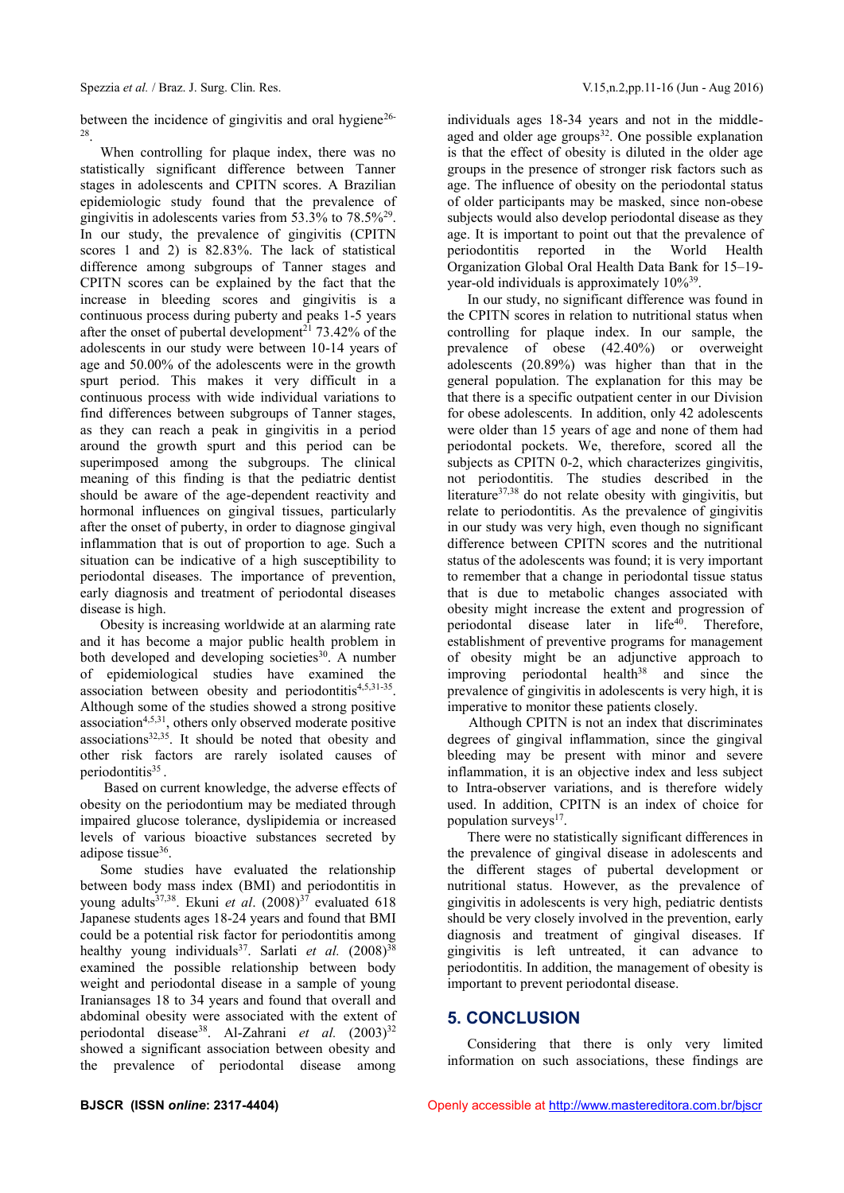between the incidence of gingivitis and oral hygiene[26-28].

When controlling for plaque index, there was no statistically significant difference between Tanner stages in adolescents and CPITN scores. A Brazilian epidemiologic study found that the prevalence of gingivitis in adolescents varies from 53.3% to 78.5%[29]. In our study, the prevalence of gingivitis (CPITN scores 1 and 2) is 82.83%. The lack of statistical difference among subgroups of Tanner stages and CPITN scores can be explained by the fact that the increase in bleeding scores and gingivitis is a continuous process during puberty and peaks 1-5 years after the onset of pubertal development[21] 73.42% of the adolescents in our study were between 10-14 years of age and 50.00% of the adolescents were in the growth spurt period. This makes it very difficult in a continuous process with wide individual variations to find differences between subgroups of Tanner stages, as they can reach a peak in gingivitis in a period around the growth spurt and this period can be superimposed among the subgroups. The clinical meaning of this finding is that the pediatric dentist should be aware of the age-dependent reactivity and hormonal influences on gingival tissues, particularly after the onset of puberty, in order to diagnose gingival inflammation that is out of proportion to age. Such a situation can be indicative of a high susceptibility to periodontal diseases. The importance of prevention, early diagnosis and treatment of periodontal diseases disease is high.

Obesity is increasing worldwide at an alarming rate and it has become a major public health problem in both developed and developing societies[30]. A number of epidemiological studies have examined the association between obesity and periodontitis[4,5,31-35]. Although some of the studies showed a strong positive association[4,5,31], others only observed moderate positive associations[32,35]. It should be noted that obesity and other risk factors are rarely isolated causes of periodontitis[35].

Based on current knowledge, the adverse effects of obesity on the periodontium may be mediated through impaired glucose tolerance, dyslipidemia or increased levels of various bioactive substances secreted by adipose tissue[36].

Some studies have evaluated the relationship between body mass index (BMI) and periodontitis in young adults[37,38]. Ekuni *et al*. (2008)[37] evaluated 618 Japanese students ages 18-24 years and found that BMI could be a potential risk factor for periodontitis among healthy young individuals[37]. Sarlati *et al.* (2008)[38] examined the possible relationship between body weight and periodontal disease in a sample of young Iraniansages 18 to 34 years and found that overall and abdominal obesity were associated with the extent of periodontal disease[38]. Al-Zahrani *et al.* (2003)[32] showed a significant association between obesity and the prevalence of periodontal disease among individuals ages 18-34 years and not in the middle-aged and older age groups[32]. One possible explanation is that the effect of obesity is diluted in the older age groups in the presence of stronger risk factors such as age. The influence of obesity on the periodontal status of older participants may be masked, since non-obese subjects would also develop periodontal disease as they age. It is important to point out that the prevalence of periodontitis reported in the World Health Organization Global Oral Health Data Bank for 15–19-year-old individuals is approximately 10%[39].

In our study, no significant difference was found in the CPITN scores in relation to nutritional status when controlling for plaque index. In our sample, the prevalence of obese (42.40%) or overweight adolescents (20.89%) was higher than that in the general population. The explanation for this may be that there is a specific outpatient center in our Division for obese adolescents. In addition, only 42 adolescents were older than 15 years of age and none of them had periodontal pockets. We, therefore, scored all the subjects as CPITN 0-2, which characterizes gingivitis, not periodontitis. The studies described in the literature[37,38] do not relate obesity with gingivitis, but relate to periodontitis. As the prevalence of gingivitis in our study was very high, even though no significant difference between CPITN scores and the nutritional status of the adolescents was found; it is very important to remember that a change in periodontal tissue status that is due to metabolic changes associated with obesity might increase the extent and progression of periodontal disease later in life[40]. Therefore, establishment of preventive programs for management of obesity might be an adjunctive approach to improving periodontal health[38] and since the prevalence of gingivitis in adolescents is very high, it is imperative to monitor these patients closely.

Although CPITN is not an index that discriminates degrees of gingival inflammation, since the gingival bleeding may be present with minor and severe inflammation, it is an objective index and less subject to Intra-observer variations, and is therefore widely used. In addition, CPITN is an index of choice for population surveys[17].

There were no statistically significant differences in the prevalence of gingival disease in adolescents and the different stages of pubertal development or nutritional status. However, as the prevalence of gingivitis in adolescents is very high, pediatric dentists should be very closely involved in the prevention, early diagnosis and treatment of gingival diseases. If gingivitis is left untreated, it can advance to periodontitis. In addition, the management of obesity is important to prevent periodontal disease.

## 5. CONCLUSION

Considering that there is only very limited information on such associations, these findings are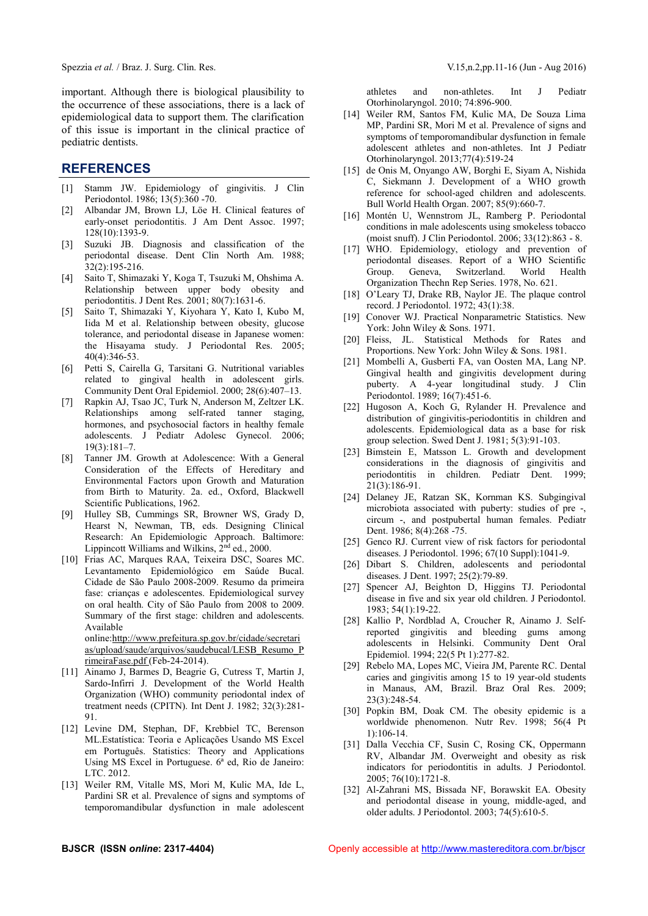important. Although there is biological plausibility to the occurrence of these associations, there is a lack of epidemiological data to support them. The clarification of this issue is important in the clinical practice of pediatric dentists.

## REFERENCES

[1] Stamm JW. Epidemiology of gingivitis. J Clin Periodontol. 1986; 13(5):360 -70.

[2] Albandar JM, Brown LJ, Löe H. Clinical features of early-onset periodontitis. J Am Dent Assoc. 1997; 128(10):1393-9.

[3] Suzuki JB. Diagnosis and classification of the periodontal disease. Dent Clin North Am. 1988; 32(2):195-216.

[4] Saito T, Shimazaki Y, Koga T, Tsuzuki M, Ohshima A. Relationship between upper body obesity and periodontitis. J Dent Res. 2001; 80(7):1631-6.

[5] Saito T, Shimazaki Y, Kiyohara Y, Kato I, Kubo M, Iida M et al. Relationship between obesity, glucose tolerance, and periodontal disease in Japanese women: the Hisayama study. J Periodontal Res. 2005; 40(4):346-53.

[6] Petti S, Cairella G, Tarsitani G. Nutritional variables related to gingival health in adolescent girls. Community Dent Oral Epidemiol. 2000; 28(6):407–13.

[7] Rapkin AJ, Tsao JC, Turk N, Anderson M, Zeltzer LK. Relationships among self-rated tanner staging, hormones, and psychosocial factors in healthy female adolescents. J Pediatr Adolesc Gynecol. 2006; 19(3):181–7.

[8] Tanner JM. Growth at Adolescence: With a General Consideration of the Effects of Hereditary and Environmental Factors upon Growth and Maturation from Birth to Maturity. 2a. ed., Oxford, Blackwell Scientific Publications, 1962.

[9] Hulley SB, Cummings SR, Browner WS, Grady D, Hearst N, Newman, TB, eds. Designing Clinical Research: An Epidemiologic Approach. Baltimore: Lippincott Williams and Wilkins, 2nd ed., 2000.

[10] Frias AC, Marques RAA, Teixeira DSC, Soares MC. Levantamento Epidemiológico em Saúde Bucal. Cidade de São Paulo 2008-2009. Resumo da primeira fase: crianças e adolescentes. Epidemiological survey on oral health. City of São Paulo from 2008 to 2009. Summary of the first stage: children and adolescents. Available online:http://www.prefeitura.sp.gov.br/cidade/secretarias/upload/saude/arquivos/saudebucal/LESB_Resumo_PrimeiraFase.pdf (Feb-24-2014).

[11] Ainamo J, Barmes D, Beagrie G, Cutress T, Martin J, Sardo-Infirri J. Development of the World Health Organization (WHO) community periodontal index of treatment needs (CPITN). Int Dent J. 1982; 32(3):281-91.

[12] Levine DM, Stephan, DF, Krebbiel TC, Berenson ML.Estatística: Teoria e Aplicações Usando MS Excel em Português. Statistics: Theory and Applications Using MS Excel in Portuguese. 6ª ed, Rio de Janeiro: LTC. 2012.

[13] Weiler RM, Vitalle MS, Mori M, Kulic MA, Ide L, Pardini SR et al. Prevalence of signs and symptoms of temporomandibular dysfunction in male adolescent athletes and non-athletes. Int J Pediatr Otorhinolaryngol. 2010; 74:896-900.

[14] Weiler RM, Santos FM, Kulic MA, De Souza Lima MP, Pardini SR, Mori M et al. Prevalence of signs and symptoms of temporomandibular dysfunction in female adolescent athletes and non-athletes. Int J Pediatr Otorhinolaryngol. 2013;77(4):519-24

[15] de Onis M, Onyango AW, Borghi E, Siyam A, Nishida C, Siekmann J. Development of a WHO growth reference for school-aged children and adolescents. Bull World Health Organ. 2007; 85(9):660-7.

[16] Montén U, Wennstrom JL, Ramberg P. Periodontal conditions in male adolescents using smokeless tobacco (moist snuff). J Clin Periodontol. 2006; 33(12):863 - 8.

[17] WHO. Epidemiology, etiology and prevention of periodontal diseases. Report of a WHO Scientific Group. Geneva, Switzerland. World Health Organization Thechn Rep Series. 1978, No. 621.

[18] O'Leary TJ, Drake RB, Naylor JE. The plaque control record. J Periodontol. 1972; 43(1):38.

[19] Conover WJ. Practical Nonparametric Statistics. New York: John Wiley & Sons. 1971.

[20] Fleiss, JL. Statistical Methods for Rates and Proportions. New York: John Wiley & Sons. 1981.

[21] Mombelli A, Gusberti FA, van Oosten MA, Lang NP. Gingival health and gingivitis development during puberty. A 4-year longitudinal study. J Clin Periodontol. 1989; 16(7):451-6.

[22] Hugoson A, Koch G, Rylander H. Prevalence and distribution of gingivitis-periodontitis in children and adolescents. Epidemiological data as a base for risk group selection. Swed Dent J. 1981; 5(3):91-103.

[23] Bimstein E, Matsson L. Growth and development considerations in the diagnosis of gingivitis and periodontitis in children. Pediatr Dent. 1999; 21(3):186-91.

[24] Delaney JE, Ratzan SK, Kornman KS. Subgingival microbiota associated with puberty: studies of pre -, circum -, and postpubertal human females. Pediatr Dent. 1986; 8(4):268 -75.

[25] Genco RJ. Current view of risk factors for periodontal diseases. J Periodontol. 1996; 67(10 Suppl):1041-9.

[26] Dibart S. Children, adolescents and periodontal diseases. J Dent. 1997; 25(2):79-89.

[27] Spencer AJ, Beighton D, Higgins TJ. Periodontal disease in five and six year old children. J Periodontol. 1983; 54(1):19-22.

[28] Kallio P, Nordblad A, Croucher R, Ainamo J. Self-reported gingivitis and bleeding gums among adolescents in Helsinki. Community Dent Oral Epidemiol. 1994; 22(5 Pt 1):277-82.

[29] Rebelo MA, Lopes MC, Vieira JM, Parente RC. Dental caries and gingivitis among 15 to 19 year-old students in Manaus, AM, Brazil. Braz Oral Res. 2009; 23(3):248-54.

[30] Popkin BM, Doak CM. The obesity epidemic is a worldwide phenomenon. Nutr Rev. 1998; 56(4 Pt 1):106-14.

[31] Dalla Vecchia CF, Susin C, Rosing CK, Oppermann RV, Albandar JM. Overweight and obesity as risk indicators for periodontitis in adults. J Periodontol. 2005; 76(10):1721-8.

[32] Al-Zahrani MS, Bissada NF, Borawskit EA. Obesity and periodontal disease in young, middle-aged, and older adults. J Periodontol. 2003; 74(5):610-5.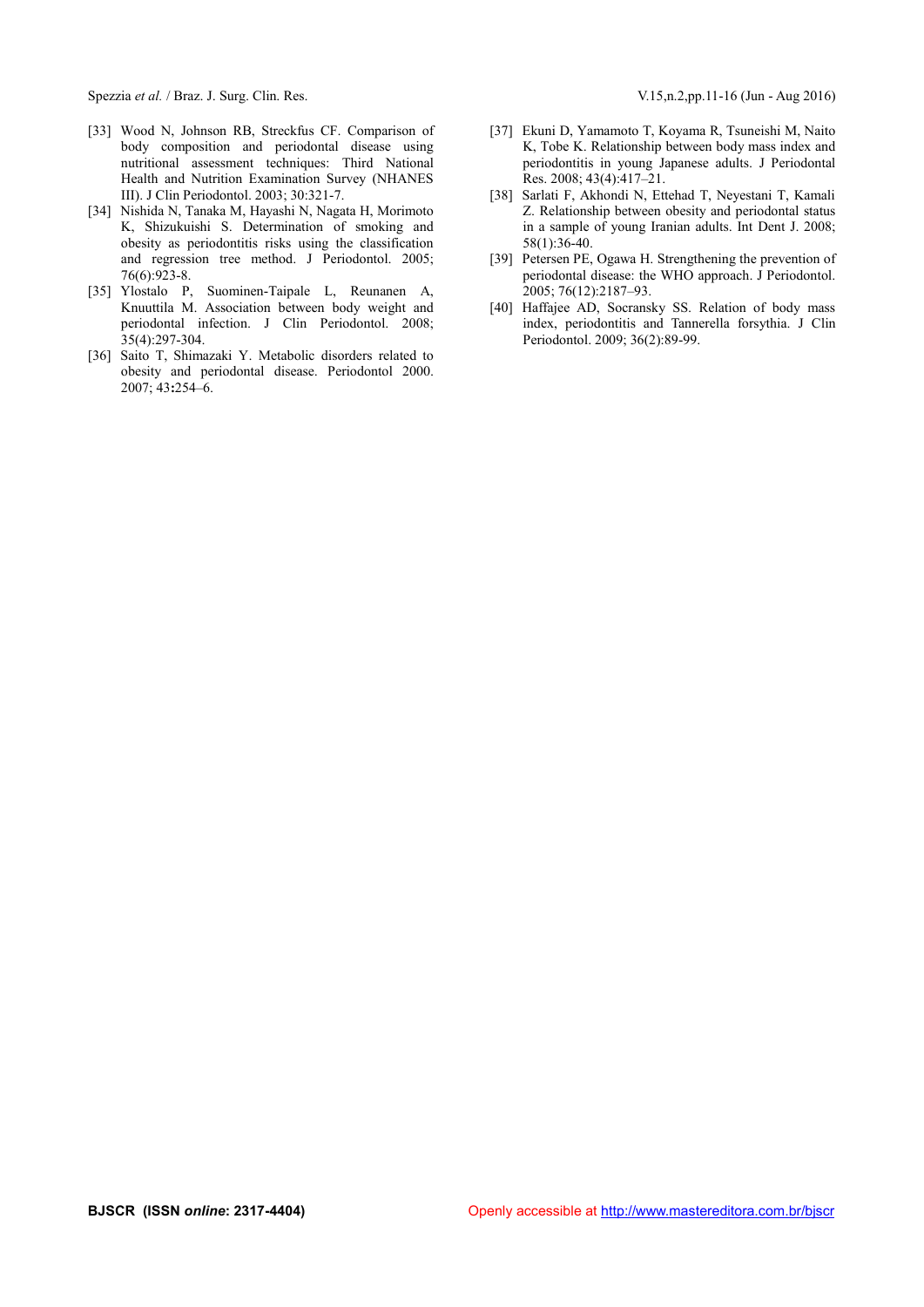[33] Wood N, Johnson RB, Streckfus CF. Comparison of body composition and periodontal disease using nutritional assessment techniques: Third National Health and Nutrition Examination Survey (NHANES III). J Clin Periodontol. 2003; 30:321-7.

[34] Nishida N, Tanaka M, Hayashi N, Nagata H, Morimoto K, Shizukuishi S. Determination of smoking and obesity as periodontitis risks using the classification and regression tree method. J Periodontol. 2005; 76(6):923-8.

[35] Ylostalo P, Suominen-Taipale L, Reunanen A, Knuuttila M. Association between body weight and periodontal infection. J Clin Periodontol. 2008; 35(4):297-304.

[36] Saito T, Shimazaki Y. Metabolic disorders related to obesity and periodontal disease. Periodontol 2000. 2007; 43**:**254–6.

[37] Ekuni D, Yamamoto T, Koyama R, Tsuneishi M, Naito K, Tobe K. Relationship between body mass index and periodontitis in young Japanese adults. J Periodontal Res. 2008; 43(4):417–21.

[38] Sarlati F, Akhondi N, Ettehad T, Neyestani T, Kamali Z. Relationship between obesity and periodontal status in a sample of young Iranian adults. Int Dent J. 2008; 58(1):36-40.

[39] Petersen PE, Ogawa H. Strengthening the prevention of periodontal disease: the WHO approach. J Periodontol. 2005; 76(12):2187–93.

[40] Haffajee AD, Socransky SS. Relation of body mass index, periodontitis and Tannerella forsythia. J Clin Periodontol. 2009; 36(2):89-99.